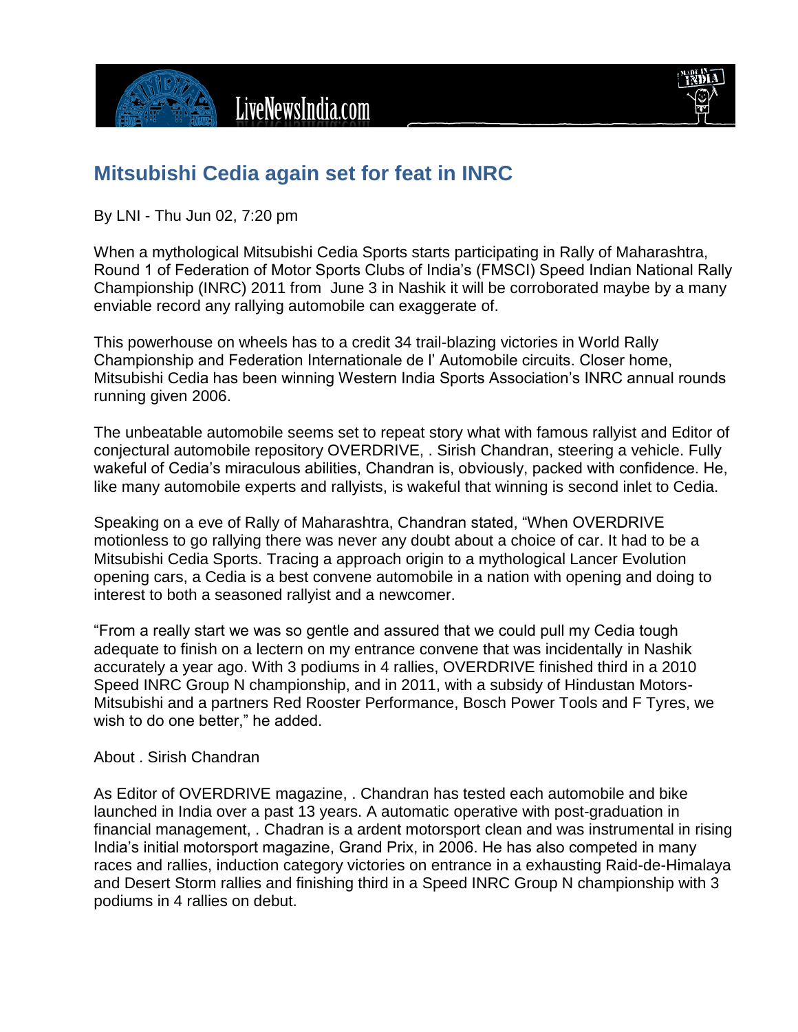# Mitsubishi Cedia again set for feat in INRC

By LNI - Thu Jun 02, 7:20 pm

When a mythological Mitsubishi Cedia Sports starts participating in Rally of Maharashtra, Round 1 of Federation of Motor Sports Clubs of India's (FMSCI) Speed Indian National Rally Championship (INRC) 2011 from June 3 in Nashik it will be corroborated maybe by a many enviable record any rallying automobile can exaggerate of.

This powerhouse on wheels has to a credit 34 trail-blazing victories in World Rally Championship and Federation Internationale de l' Automobile circuits. Closer home, Mitsubishi Cedia has been winning Western India Sports Association's INRC annual rounds running given 2006.

The unbeatable automobile seems set to repeat story what with famous rallyist and Editor of conjectural automobile repository OVERDRIVE, . Sirish Chandran, steering a vehicle. Fully wakeful of Cedia's miraculous abilities, Chandran is, obviously, packed with confidence. He, like many automobile experts and rallyists, is wakeful that winning is second inlet to Cedia.

Speaking on a eve of Rally of Maharashtra, Chandran stated, "When OVERDRIVE motionless to go rallying there was never any doubt about a choice of car. It had to be a Mitsubishi Cedia Sports. Tracing a approach origin to a mythological Lancer Evolution opening cars, a Cedia is a best convene automobile in a nation with opening and doing to interest to both a seasoned rallyist and a newcomer.

"From a really start we was so gentle and assured that we could pull my Cedia tough adequate to finish on a lectern on my entrance convene that was incidentally in Nashik accurately a year ago. With 3 podiums in 4 rallies, OVERDRIVE finished third in a 2010 Speed INRC Group N championship, and in 2011, with a subsidy of Hindustan Motors-Mitsubishi and a partners Red Rooster Performance, Bosch Power Tools and F Tyres, we wish to do one better," he added.

About . Sirish Chandran

As Editor of OVERDRIVE magazine, . Chandran has tested each automobile and bike launched in India over a past 13 years. A automatic operative with post-graduation in financial management, . Chadran is a ardent motorsport clean and was instrumental in rising India's initial motorsport magazine, Grand Prix, in 2006. He has also competed in many races and rallies, induction category victories on entrance in a exhausting Raid-de-Himalaya and Desert Storm rallies and finishing third in a Speed INRC Group N championship with 3 podiums in 4 rallies on debut.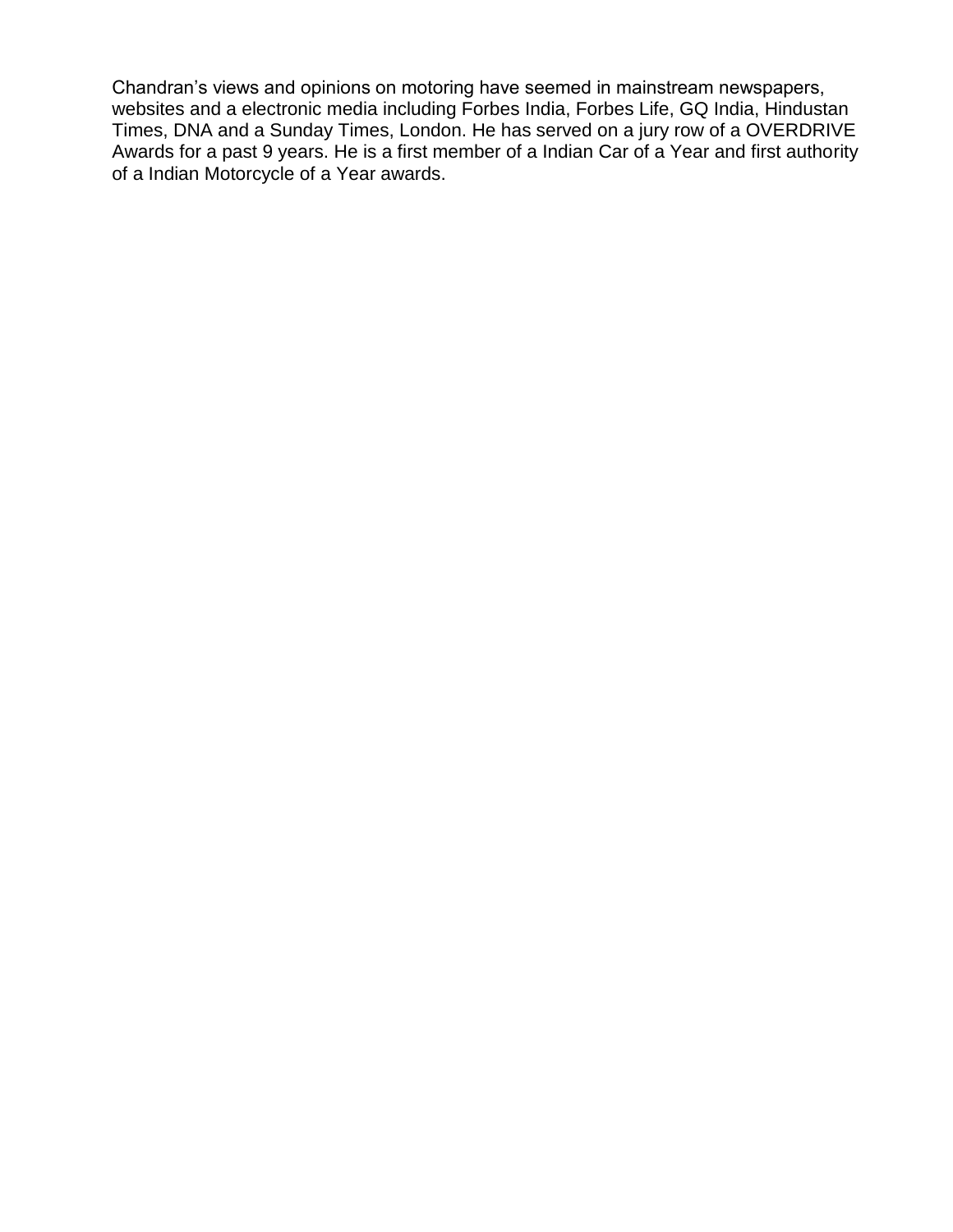Chandran's views and opinions on motoring have seemed in mainstream newspapers, websites and a electronic media including Forbes India, Forbes Life, GQ India, Hindustan Times, DNA and a Sunday Times, London. He has served on a jury row of a OVERDRIVE Awards for a past 9 years. He is a first member of a Indian Car of a Year and first authority of a Indian Motorcycle of a Year awards.